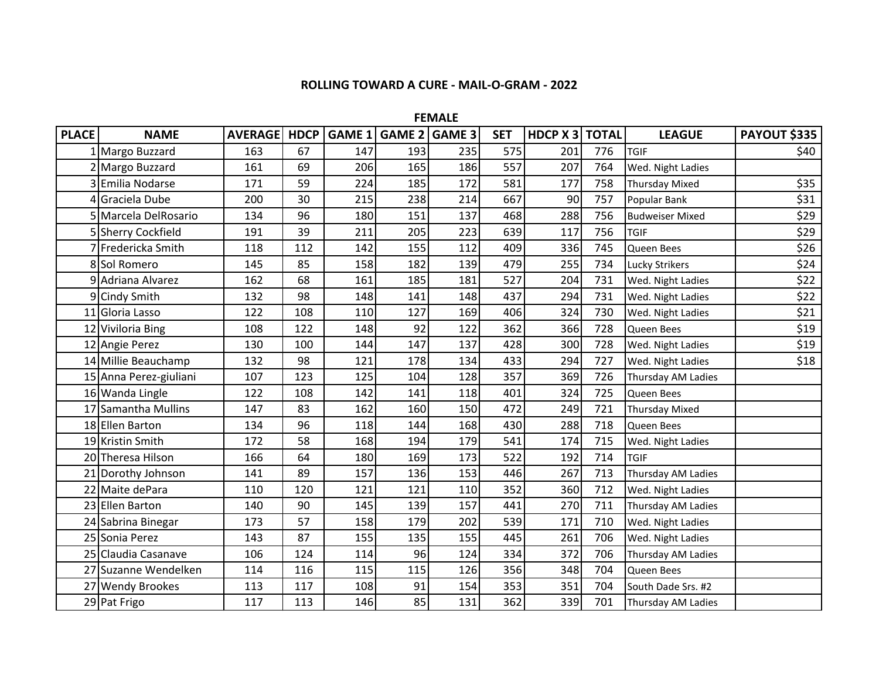# ROLLING TOWARD A CURE - MAIL-O-GRAM - 2022

## FEMALE

| PLACE | NAME | AVERAGE | HDCP | GAME 1 | GAME 2 | GAME 3 | SET | HDCP X 3 | TOTAL | LEAGUE | PAYOUT $335 |
|---|---|---|---|---|---|---|---|---|---|---|---|
| 1 | Margo Buzzard | 163 | 67 | 147 | 193 | 235 | 575 | 201 | 776 | TGIF | $40 |
| 2 | Margo Buzzard | 161 | 69 | 206 | 165 | 186 | 557 | 207 | 764 | Wed. Night Ladies | |
| 3 | Emilia Nodarse | 171 | 59 | 224 | 185 | 172 | 581 | 177 | 758 | Thursday Mixed | $35 |
| 4 | Graciela Dube | 200 | 30 | 215 | 238 | 214 | 667 | 90 | 757 | Popular Bank | $31 |
| 5 | Marcela DelRosario | 134 | 96 | 180 | 151 | 137 | 468 | 288 | 756 | Budweiser Mixed | $29 |
| 5 | Sherry Cockfield | 191 | 39 | 211 | 205 | 223 | 639 | 117 | 756 | TGIF | $29 |
| 7 | Fredericka Smith | 118 | 112 | 142 | 155 | 112 | 409 | 336 | 745 | Queen Bees | $26 |
| 8 | Sol Romero | 145 | 85 | 158 | 182 | 139 | 479 | 255 | 734 | Lucky Strikers | $24 |
| 9 | Adriana Alvarez | 162 | 68 | 161 | 185 | 181 | 527 | 204 | 731 | Wed. Night Ladies | $22 |
| 9 | Cindy Smith | 132 | 98 | 148 | 141 | 148 | 437 | 294 | 731 | Wed. Night Ladies | $22 |
| 11 | Gloria Lasso | 122 | 108 | 110 | 127 | 169 | 406 | 324 | 730 | Wed. Night Ladies | $21 |
| 12 | Viviloria Bing | 108 | 122 | 148 | 92 | 122 | 362 | 366 | 728 | Queen Bees | $19 |
| 12 | Angie Perez | 130 | 100 | 144 | 147 | 137 | 428 | 300 | 728 | Wed. Night Ladies | $19 |
| 14 | Millie Beauchamp | 132 | 98 | 121 | 178 | 134 | 433 | 294 | 727 | Wed. Night Ladies | $18 |
| 15 | Anna Perez-giuliani | 107 | 123 | 125 | 104 | 128 | 357 | 369 | 726 | Thursday AM Ladies | |
| 16 | Wanda Lingle | 122 | 108 | 142 | 141 | 118 | 401 | 324 | 725 | Queen Bees | |
| 17 | Samantha Mullins | 147 | 83 | 162 | 160 | 150 | 472 | 249 | 721 | Thursday Mixed | |
| 18 | Ellen Barton | 134 | 96 | 118 | 144 | 168 | 430 | 288 | 718 | Queen Bees | |
| 19 | Kristin Smith | 172 | 58 | 168 | 194 | 179 | 541 | 174 | 715 | Wed. Night Ladies | |
| 20 | Theresa Hilson | 166 | 64 | 180 | 169 | 173 | 522 | 192 | 714 | TGIF | |
| 21 | Dorothy Johnson | 141 | 89 | 157 | 136 | 153 | 446 | 267 | 713 | Thursday AM Ladies | |
| 22 | Maite dePara | 110 | 120 | 121 | 121 | 110 | 352 | 360 | 712 | Wed. Night Ladies | |
| 23 | Ellen Barton | 140 | 90 | 145 | 139 | 157 | 441 | 270 | 711 | Thursday AM Ladies | |
| 24 | Sabrina Binegar | 173 | 57 | 158 | 179 | 202 | 539 | 171 | 710 | Wed. Night Ladies | |
| 25 | Sonia Perez | 143 | 87 | 155 | 135 | 155 | 445 | 261 | 706 | Wed. Night Ladies | |
| 25 | Claudia Casanave | 106 | 124 | 114 | 96 | 124 | 334 | 372 | 706 | Thursday AM Ladies | |
| 27 | Suzanne Wendelken | 114 | 116 | 115 | 115 | 126 | 356 | 348 | 704 | Queen Bees | |
| 27 | Wendy Brookes | 113 | 117 | 108 | 91 | 154 | 353 | 351 | 704 | South Dade Srs. #2 | |
| 29 | Pat Frigo | 117 | 113 | 146 | 85 | 131 | 362 | 339 | 701 | Thursday AM Ladies | |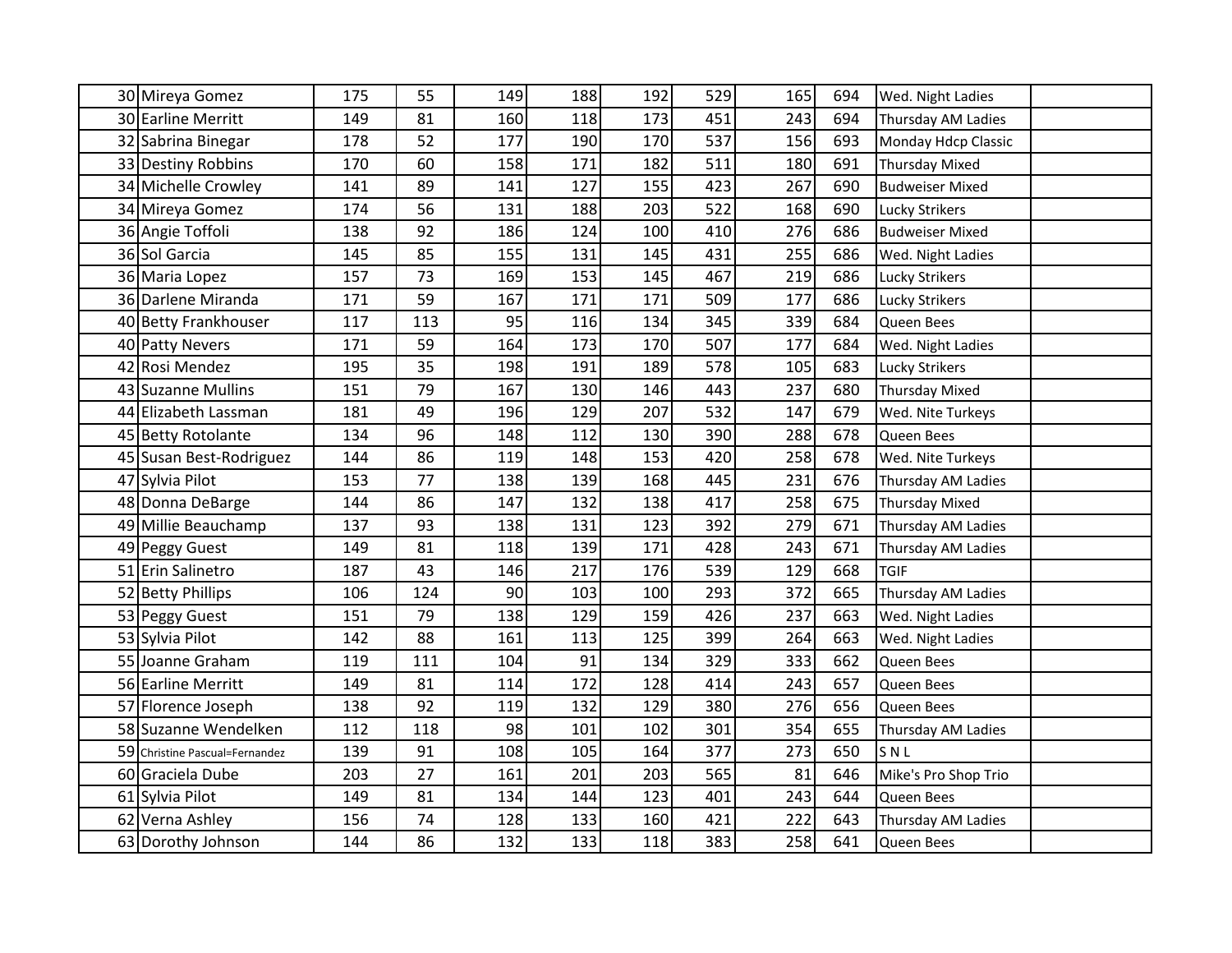| | | | | | | | | | | | |
|---|---|---|---|---|---|---|---|---|---|---|---|
| 30 | Mireya Gomez | 175 | 55 | 149 | 188 | 192 | 529 | 165 | 694 | Wed. Night Ladies | |
| 30 | Earline Merritt | 149 | 81 | 160 | 118 | 173 | 451 | 243 | 694 | Thursday AM Ladies | |
| 32 | Sabrina Binegar | 178 | 52 | 177 | 190 | 170 | 537 | 156 | 693 | Monday Hdcp Classic | |
| 33 | Destiny Robbins | 170 | 60 | 158 | 171 | 182 | 511 | 180 | 691 | Thursday Mixed | |
| 34 | Michelle Crowley | 141 | 89 | 141 | 127 | 155 | 423 | 267 | 690 | Budweiser Mixed | |
| 34 | Mireya Gomez | 174 | 56 | 131 | 188 | 203 | 522 | 168 | 690 | Lucky Strikers | |
| 36 | Angie Toffoli | 138 | 92 | 186 | 124 | 100 | 410 | 276 | 686 | Budweiser Mixed | |
| 36 | Sol Garcia | 145 | 85 | 155 | 131 | 145 | 431 | 255 | 686 | Wed. Night Ladies | |
| 36 | Maria Lopez | 157 | 73 | 169 | 153 | 145 | 467 | 219 | 686 | Lucky Strikers | |
| 36 | Darlene Miranda | 171 | 59 | 167 | 171 | 171 | 509 | 177 | 686 | Lucky Strikers | |
| 40 | Betty Frankhouser | 117 | 113 | 95 | 116 | 134 | 345 | 339 | 684 | Queen Bees | |
| 40 | Patty Nevers | 171 | 59 | 164 | 173 | 170 | 507 | 177 | 684 | Wed. Night Ladies | |
| 42 | Rosi Mendez | 195 | 35 | 198 | 191 | 189 | 578 | 105 | 683 | Lucky Strikers | |
| 43 | Suzanne Mullins | 151 | 79 | 167 | 130 | 146 | 443 | 237 | 680 | Thursday Mixed | |
| 44 | Elizabeth Lassman | 181 | 49 | 196 | 129 | 207 | 532 | 147 | 679 | Wed. Nite Turkeys | |
| 45 | Betty Rotolante | 134 | 96 | 148 | 112 | 130 | 390 | 288 | 678 | Queen Bees | |
| 45 | Susan Best-Rodriguez | 144 | 86 | 119 | 148 | 153 | 420 | 258 | 678 | Wed. Nite Turkeys | |
| 47 | Sylvia Pilot | 153 | 77 | 138 | 139 | 168 | 445 | 231 | 676 | Thursday AM Ladies | |
| 48 | Donna DeBarge | 144 | 86 | 147 | 132 | 138 | 417 | 258 | 675 | Thursday Mixed | |
| 49 | Millie Beauchamp | 137 | 93 | 138 | 131 | 123 | 392 | 279 | 671 | Thursday AM Ladies | |
| 49 | Peggy Guest | 149 | 81 | 118 | 139 | 171 | 428 | 243 | 671 | Thursday AM Ladies | |
| 51 | Erin Salinetro | 187 | 43 | 146 | 217 | 176 | 539 | 129 | 668 | TGIF | |
| 52 | Betty Phillips | 106 | 124 | 90 | 103 | 100 | 293 | 372 | 665 | Thursday AM Ladies | |
| 53 | Peggy Guest | 151 | 79 | 138 | 129 | 159 | 426 | 237 | 663 | Wed. Night Ladies | |
| 53 | Sylvia Pilot | 142 | 88 | 161 | 113 | 125 | 399 | 264 | 663 | Wed. Night Ladies | |
| 55 | Joanne Graham | 119 | 111 | 104 | 91 | 134 | 329 | 333 | 662 | Queen Bees | |
| 56 | Earline Merritt | 149 | 81 | 114 | 172 | 128 | 414 | 243 | 657 | Queen Bees | |
| 57 | Florence Joseph | 138 | 92 | 119 | 132 | 129 | 380 | 276 | 656 | Queen Bees | |
| 58 | Suzanne Wendelken | 112 | 118 | 98 | 101 | 102 | 301 | 354 | 655 | Thursday AM Ladies | |
| 59 | Christine Pascual=Fernandez | 139 | 91 | 108 | 105 | 164 | 377 | 273 | 650 | S N L | |
| 60 | Graciela Dube | 203 | 27 | 161 | 201 | 203 | 565 | 81 | 646 | Mike's Pro Shop Trio | |
| 61 | Sylvia Pilot | 149 | 81 | 134 | 144 | 123 | 401 | 243 | 644 | Queen Bees | |
| 62 | Verna Ashley | 156 | 74 | 128 | 133 | 160 | 421 | 222 | 643 | Thursday AM Ladies | |
| 63 | Dorothy Johnson | 144 | 86 | 132 | 133 | 118 | 383 | 258 | 641 | Queen Bees | |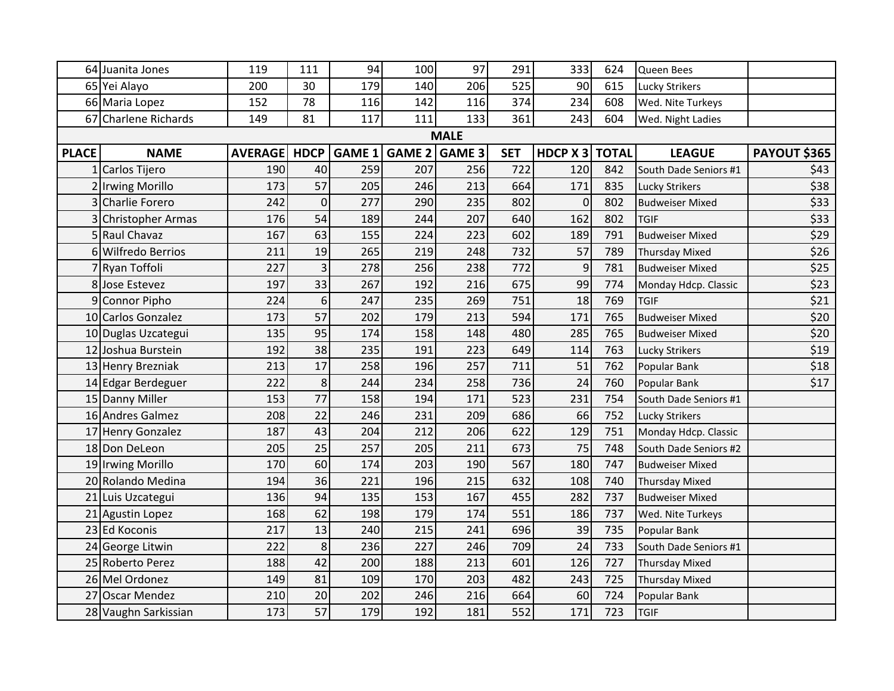| | | | | | | | | | | |
|---|---|---|---|---|---|---|---|---|---|---|
| 64 | Juanita Jones | 119 | 111 | 94 | 100 | 97 | 291 | 333 | 624 | Queen Bees | |
| 65 | Yei Alayo | 200 | 30 | 179 | 140 | 206 | 525 | 90 | 615 | Lucky Strikers | |
| 66 | Maria Lopez | 152 | 78 | 116 | 142 | 116 | 374 | 234 | 608 | Wed. Nite Turkeys | |
| 67 | Charlene Richards | 149 | 81 | 117 | 111 | 133 | 361 | 243 | 604 | Wed. Night Ladies | |

**MALE**

| PLACE | NAME | AVERAGE | HDCP | GAME 1 | GAME 2 | GAME 3 | SET | HDCP X 3 | TOTAL | LEAGUE | PAYOUT $365 |
|---|---|---|---|---|---|---|---|---|---|---|---|
| 1 | Carlos Tijero | 190 | 40 | 259 | 207 | 256 | 722 | 120 | 842 | South Dade Seniors #1 | $43 |
| 2 | Irwing Morillo | 173 | 57 | 205 | 246 | 213 | 664 | 171 | 835 | Lucky Strikers | $38 |
| 3 | Charlie Forero | 242 | 0 | 277 | 290 | 235 | 802 | 0 | 802 | Budweiser Mixed | $33 |
| 3 | Christopher Armas | 176 | 54 | 189 | 244 | 207 | 640 | 162 | 802 | TGIF | $33 |
| 5 | Raul Chavaz | 167 | 63 | 155 | 224 | 223 | 602 | 189 | 791 | Budweiser Mixed | $29 |
| 6 | Wilfredo Berrios | 211 | 19 | 265 | 219 | 248 | 732 | 57 | 789 | Thursday Mixed | $26 |
| 7 | Ryan Toffoli | 227 | 3 | 278 | 256 | 238 | 772 | 9 | 781 | Budweiser Mixed | $25 |
| 8 | Jose Estevez | 197 | 33 | 267 | 192 | 216 | 675 | 99 | 774 | Monday Hdcp. Classic | $23 |
| 9 | Connor Pipho | 224 | 6 | 247 | 235 | 269 | 751 | 18 | 769 | TGIF | $21 |
| 10 | Carlos Gonzalez | 173 | 57 | 202 | 179 | 213 | 594 | 171 | 765 | Budweiser Mixed | $20 |
| 10 | Duglas Uzcategui | 135 | 95 | 174 | 158 | 148 | 480 | 285 | 765 | Budweiser Mixed | $20 |
| 12 | Joshua Burstein | 192 | 38 | 235 | 191 | 223 | 649 | 114 | 763 | Lucky Strikers | $19 |
| 13 | Henry Brezniak | 213 | 17 | 258 | 196 | 257 | 711 | 51 | 762 | Popular Bank | $18 |
| 14 | Edgar Berdeguer | 222 | 8 | 244 | 234 | 258 | 736 | 24 | 760 | Popular Bank | $17 |
| 15 | Danny Miller | 153 | 77 | 158 | 194 | 171 | 523 | 231 | 754 | South Dade Seniors #1 | |
| 16 | Andres Galmez | 208 | 22 | 246 | 231 | 209 | 686 | 66 | 752 | Lucky Strikers | |
| 17 | Henry Gonzalez | 187 | 43 | 204 | 212 | 206 | 622 | 129 | 751 | Monday Hdcp. Classic | |
| 18 | Don DeLeon | 205 | 25 | 257 | 205 | 211 | 673 | 75 | 748 | South Dade Seniors #2 | |
| 19 | Irwing Morillo | 170 | 60 | 174 | 203 | 190 | 567 | 180 | 747 | Budweiser Mixed | |
| 20 | Rolando Medina | 194 | 36 | 221 | 196 | 215 | 632 | 108 | 740 | Thursday Mixed | |
| 21 | Luis Uzcategui | 136 | 94 | 135 | 153 | 167 | 455 | 282 | 737 | Budweiser Mixed | |
| 21 | Agustin Lopez | 168 | 62 | 198 | 179 | 174 | 551 | 186 | 737 | Wed. Nite Turkeys | |
| 23 | Ed Koconis | 217 | 13 | 240 | 215 | 241 | 696 | 39 | 735 | Popular Bank | |
| 24 | George Litwin | 222 | 8 | 236 | 227 | 246 | 709 | 24 | 733 | South Dade Seniors #1 | |
| 25 | Roberto Perez | 188 | 42 | 200 | 188 | 213 | 601 | 126 | 727 | Thursday Mixed | |
| 26 | Mel Ordonez | 149 | 81 | 109 | 170 | 203 | 482 | 243 | 725 | Thursday Mixed | |
| 27 | Oscar Mendez | 210 | 20 | 202 | 246 | 216 | 664 | 60 | 724 | Popular Bank | |
| 28 | Vaughn Sarkissian | 173 | 57 | 179 | 192 | 181 | 552 | 171 | 723 | TGIF | |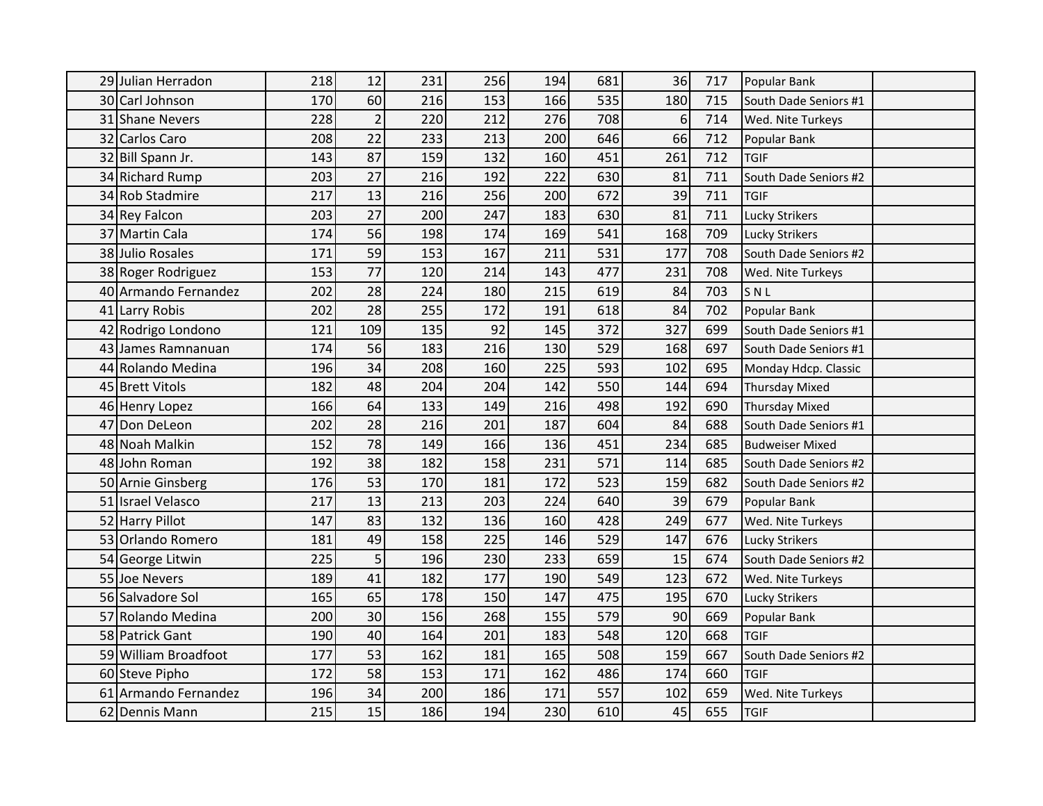| | | | | | | | | | | | |
|---|---|---|---|---|---|---|---|---|---|---|---|
| 29 | Julian Herradon | 218 | 12 | 231 | 256 | 194 | 681 | 36 | 717 | Popular Bank | |
| 30 | Carl Johnson | 170 | 60 | 216 | 153 | 166 | 535 | 180 | 715 | South Dade Seniors #1 | |
| 31 | Shane Nevers | 228 | 2 | 220 | 212 | 276 | 708 | 6 | 714 | Wed. Nite Turkeys | |
| 32 | Carlos Caro | 208 | 22 | 233 | 213 | 200 | 646 | 66 | 712 | Popular Bank | |
| 32 | Bill Spann Jr. | 143 | 87 | 159 | 132 | 160 | 451 | 261 | 712 | TGIF | |
| 34 | Richard Rump | 203 | 27 | 216 | 192 | 222 | 630 | 81 | 711 | South Dade Seniors #2 | |
| 34 | Rob Stadmire | 217 | 13 | 216 | 256 | 200 | 672 | 39 | 711 | TGIF | |
| 34 | Rey Falcon | 203 | 27 | 200 | 247 | 183 | 630 | 81 | 711 | Lucky Strikers | |
| 37 | Martin Cala | 174 | 56 | 198 | 174 | 169 | 541 | 168 | 709 | Lucky Strikers | |
| 38 | Julio Rosales | 171 | 59 | 153 | 167 | 211 | 531 | 177 | 708 | South Dade Seniors #2 | |
| 38 | Roger Rodriguez | 153 | 77 | 120 | 214 | 143 | 477 | 231 | 708 | Wed. Nite Turkeys | |
| 40 | Armando Fernandez | 202 | 28 | 224 | 180 | 215 | 619 | 84 | 703 | S N L | |
| 41 | Larry Robis | 202 | 28 | 255 | 172 | 191 | 618 | 84 | 702 | Popular Bank | |
| 42 | Rodrigo Londono | 121 | 109 | 135 | 92 | 145 | 372 | 327 | 699 | South Dade Seniors #1 | |
| 43 | James Ramnanuan | 174 | 56 | 183 | 216 | 130 | 529 | 168 | 697 | South Dade Seniors #1 | |
| 44 | Rolando Medina | 196 | 34 | 208 | 160 | 225 | 593 | 102 | 695 | Monday Hdcp. Classic | |
| 45 | Brett Vitols | 182 | 48 | 204 | 204 | 142 | 550 | 144 | 694 | Thursday Mixed | |
| 46 | Henry Lopez | 166 | 64 | 133 | 149 | 216 | 498 | 192 | 690 | Thursday Mixed | |
| 47 | Don DeLeon | 202 | 28 | 216 | 201 | 187 | 604 | 84 | 688 | South Dade Seniors #1 | |
| 48 | Noah Malkin | 152 | 78 | 149 | 166 | 136 | 451 | 234 | 685 | Budweiser Mixed | |
| 48 | John Roman | 192 | 38 | 182 | 158 | 231 | 571 | 114 | 685 | South Dade Seniors #2 | |
| 50 | Arnie Ginsberg | 176 | 53 | 170 | 181 | 172 | 523 | 159 | 682 | South Dade Seniors #2 | |
| 51 | Israel Velasco | 217 | 13 | 213 | 203 | 224 | 640 | 39 | 679 | Popular Bank | |
| 52 | Harry Pillot | 147 | 83 | 132 | 136 | 160 | 428 | 249 | 677 | Wed. Nite Turkeys | |
| 53 | Orlando Romero | 181 | 49 | 158 | 225 | 146 | 529 | 147 | 676 | Lucky Strikers | |
| 54 | George Litwin | 225 | 5 | 196 | 230 | 233 | 659 | 15 | 674 | South Dade Seniors #2 | |
| 55 | Joe Nevers | 189 | 41 | 182 | 177 | 190 | 549 | 123 | 672 | Wed. Nite Turkeys | |
| 56 | Salvadore Sol | 165 | 65 | 178 | 150 | 147 | 475 | 195 | 670 | Lucky Strikers | |
| 57 | Rolando Medina | 200 | 30 | 156 | 268 | 155 | 579 | 90 | 669 | Popular Bank | |
| 58 | Patrick Gant | 190 | 40 | 164 | 201 | 183 | 548 | 120 | 668 | TGIF | |
| 59 | William Broadfoot | 177 | 53 | 162 | 181 | 165 | 508 | 159 | 667 | South Dade Seniors #2 | |
| 60 | Steve Pipho | 172 | 58 | 153 | 171 | 162 | 486 | 174 | 660 | TGIF | |
| 61 | Armando Fernandez | 196 | 34 | 200 | 186 | 171 | 557 | 102 | 659 | Wed. Nite Turkeys | |
| 62 | Dennis Mann | 215 | 15 | 186 | 194 | 230 | 610 | 45 | 655 | TGIF | |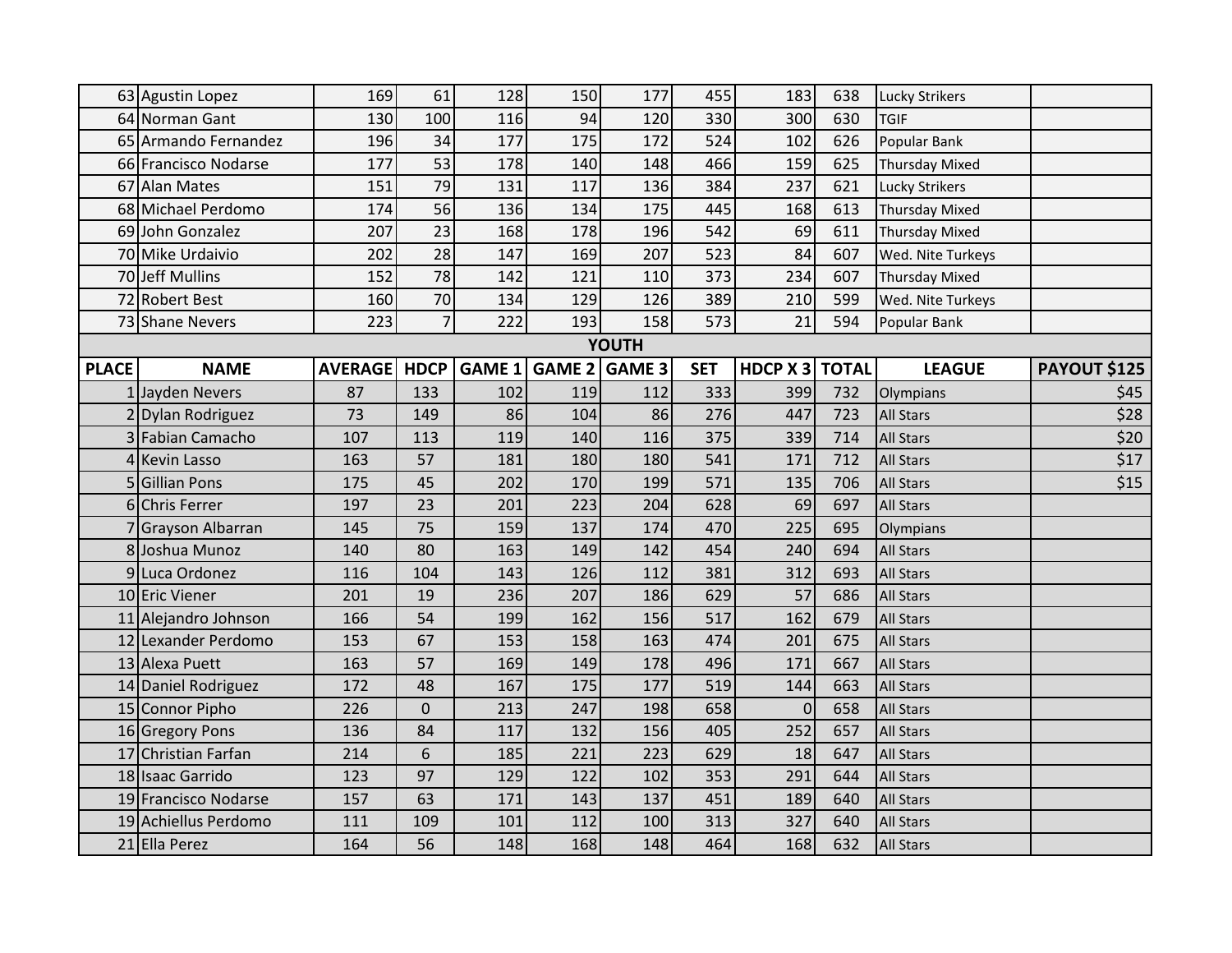| | | | | | | | | | | | |
|---|---|---|---|---|---|---|---|---|---|---|---|
| 63 | Agustin Lopez | 169 | 61 | 128 | 150 | 177 | 455 | 183 | 638 | Lucky Strikers | |
| 64 | Norman Gant | 130 | 100 | 116 | 94 | 120 | 330 | 300 | 630 | TGIF | |
| 65 | Armando Fernandez | 196 | 34 | 177 | 175 | 172 | 524 | 102 | 626 | Popular Bank | |
| 66 | Francisco Nodarse | 177 | 53 | 178 | 140 | 148 | 466 | 159 | 625 | Thursday Mixed | |
| 67 | Alan Mates | 151 | 79 | 131 | 117 | 136 | 384 | 237 | 621 | Lucky Strikers | |
| 68 | Michael Perdomo | 174 | 56 | 136 | 134 | 175 | 445 | 168 | 613 | Thursday Mixed | |
| 69 | John Gonzalez | 207 | 23 | 168 | 178 | 196 | 542 | 69 | 611 | Thursday Mixed | |
| 70 | Mike Urdaivio | 202 | 28 | 147 | 169 | 207 | 523 | 84 | 607 | Wed. Nite Turkeys | |
| 70 | Jeff Mullins | 152 | 78 | 142 | 121 | 110 | 373 | 234 | 607 | Thursday Mixed | |
| 72 | Robert Best | 160 | 70 | 134 | 129 | 126 | 389 | 210 | 599 | Wed. Nite Turkeys | |
| 73 | Shane Nevers | 223 | 7 | 222 | 193 | 158 | 573 | 21 | 594 | Popular Bank | |

## YOUTH

| PLACE | NAME | AVERAGE | HDCP | GAME 1 | GAME 2 | GAME 3 | SET | HDCP X 3 | TOTAL | LEAGUE | PAYOUT $125 |
|---|---|---|---|---|---|---|---|---|---|---|---|
| 1 | Jayden Nevers | 87 | 133 | 102 | 119 | 112 | 333 | 399 | 732 | Olympians | $45 |
| 2 | Dylan Rodriguez | 73 | 149 | 86 | 104 | 86 | 276 | 447 | 723 | All Stars | $28 |
| 3 | Fabian Camacho | 107 | 113 | 119 | 140 | 116 | 375 | 339 | 714 | All Stars | $20 |
| 4 | Kevin Lasso | 163 | 57 | 181 | 180 | 180 | 541 | 171 | 712 | All Stars | $17 |
| 5 | Gillian Pons | 175 | 45 | 202 | 170 | 199 | 571 | 135 | 706 | All Stars | $15 |
| 6 | Chris Ferrer | 197 | 23 | 201 | 223 | 204 | 628 | 69 | 697 | All Stars | |
| 7 | Grayson Albarran | 145 | 75 | 159 | 137 | 174 | 470 | 225 | 695 | Olympians | |
| 8 | Joshua Munoz | 140 | 80 | 163 | 149 | 142 | 454 | 240 | 694 | All Stars | |
| 9 | Luca Ordonez | 116 | 104 | 143 | 126 | 112 | 381 | 312 | 693 | All Stars | |
| 10 | Eric Viener | 201 | 19 | 236 | 207 | 186 | 629 | 57 | 686 | All Stars | |
| 11 | Alejandro Johnson | 166 | 54 | 199 | 162 | 156 | 517 | 162 | 679 | All Stars | |
| 12 | Lexander Perdomo | 153 | 67 | 153 | 158 | 163 | 474 | 201 | 675 | All Stars | |
| 13 | Alexa Puett | 163 | 57 | 169 | 149 | 178 | 496 | 171 | 667 | All Stars | |
| 14 | Daniel Rodriguez | 172 | 48 | 167 | 175 | 177 | 519 | 144 | 663 | All Stars | |
| 15 | Connor Pipho | 226 | 0 | 213 | 247 | 198 | 658 | 0 | 658 | All Stars | |
| 16 | Gregory Pons | 136 | 84 | 117 | 132 | 156 | 405 | 252 | 657 | All Stars | |
| 17 | Christian Farfan | 214 | 6 | 185 | 221 | 223 | 629 | 18 | 647 | All Stars | |
| 18 | Isaac Garrido | 123 | 97 | 129 | 122 | 102 | 353 | 291 | 644 | All Stars | |
| 19 | Francisco Nodarse | 157 | 63 | 171 | 143 | 137 | 451 | 189 | 640 | All Stars | |
| 19 | Achiellus Perdomo | 111 | 109 | 101 | 112 | 100 | 313 | 327 | 640 | All Stars | |
| 21 | Ella Perez | 164 | 56 | 148 | 168 | 148 | 464 | 168 | 632 | All Stars | |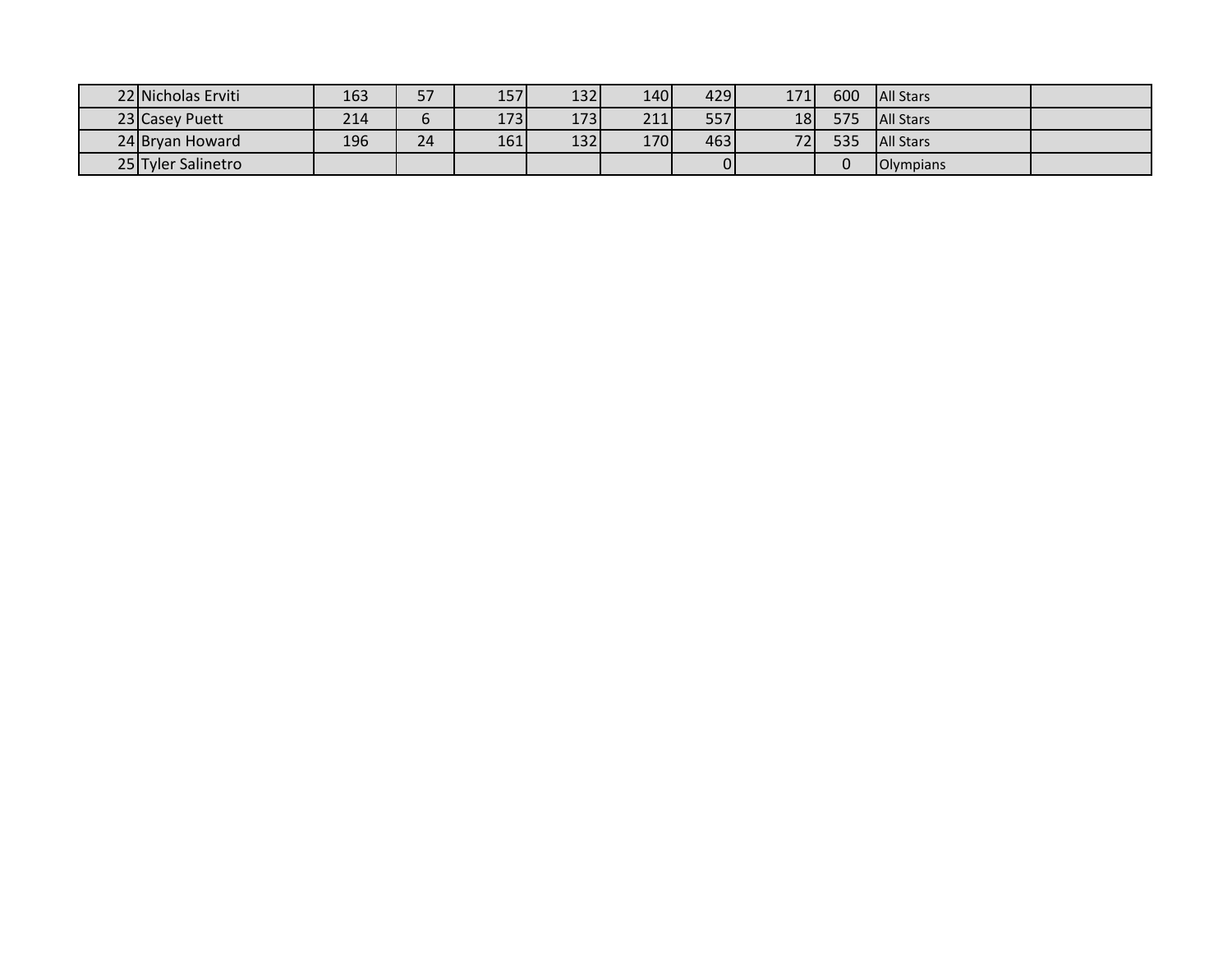| | | | | | | | | | | | |
|---|---|---|---|---|---|---|---|---|---|---|---|
| 22 | Nicholas Erviti | 163 | 57 | 157 | 132 | 140 | 429 | 171 | 600 | All Stars | |
| 23 | Casey Puett | 214 | 6 | 173 | 173 | 211 | 557 | 18 | 575 | All Stars | |
| 24 | Bryan Howard | 196 | 24 | 161 | 132 | 170 | 463 | 72 | 535 | All Stars | |
| 25 | Tyler Salinetro | | | | | | 0 | | 0 | Olympians | |